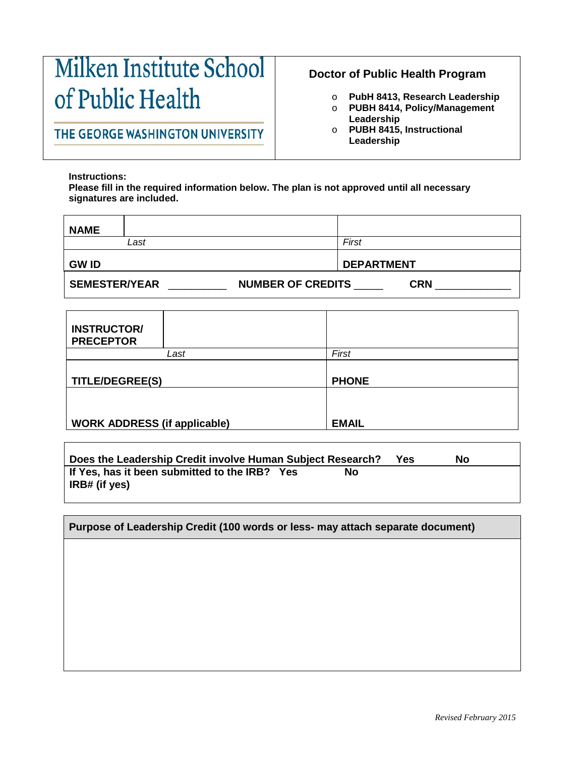# Milken Institute School of Public Health

THE GEORGE WASHINGTON UNIVERSITY

## Doctor of Public Health Program

- PubH 8413, Research Leadership
- PUBH 8414, Policy/Management Leadership
- PUBH 8415, Instructional Leadership

**Instructions:**
**Please fill in the required information below. The plan is not approved until all necessary signatures are included.**

| **NAME** | | |
|---|---|---|
| | *Last* | *First* |
| **GW ID** | | **DEPARTMENT** |

**SEMESTER/YEAR** __________ **NUMBER OF CREDITS** _____ **CRN** _____________

| **INSTRUCTOR/ PRECEPTOR** | | |
|---|---|---|
| | *Last* | *First* |
| **TITLE/DEGREE(S)** | | **PHONE** |
| **WORK ADDRESS (if applicable)** | | **EMAIL** |

**Does the Leadership Credit involve Human Subject Research? Yes No**

**If Yes, has it been submitted to the IRB? Yes No**

**IRB# (if yes)**

| **Purpose of Leadership Credit (100 words or less- may attach separate document)** |
|---|
| |

*Revised February 2015*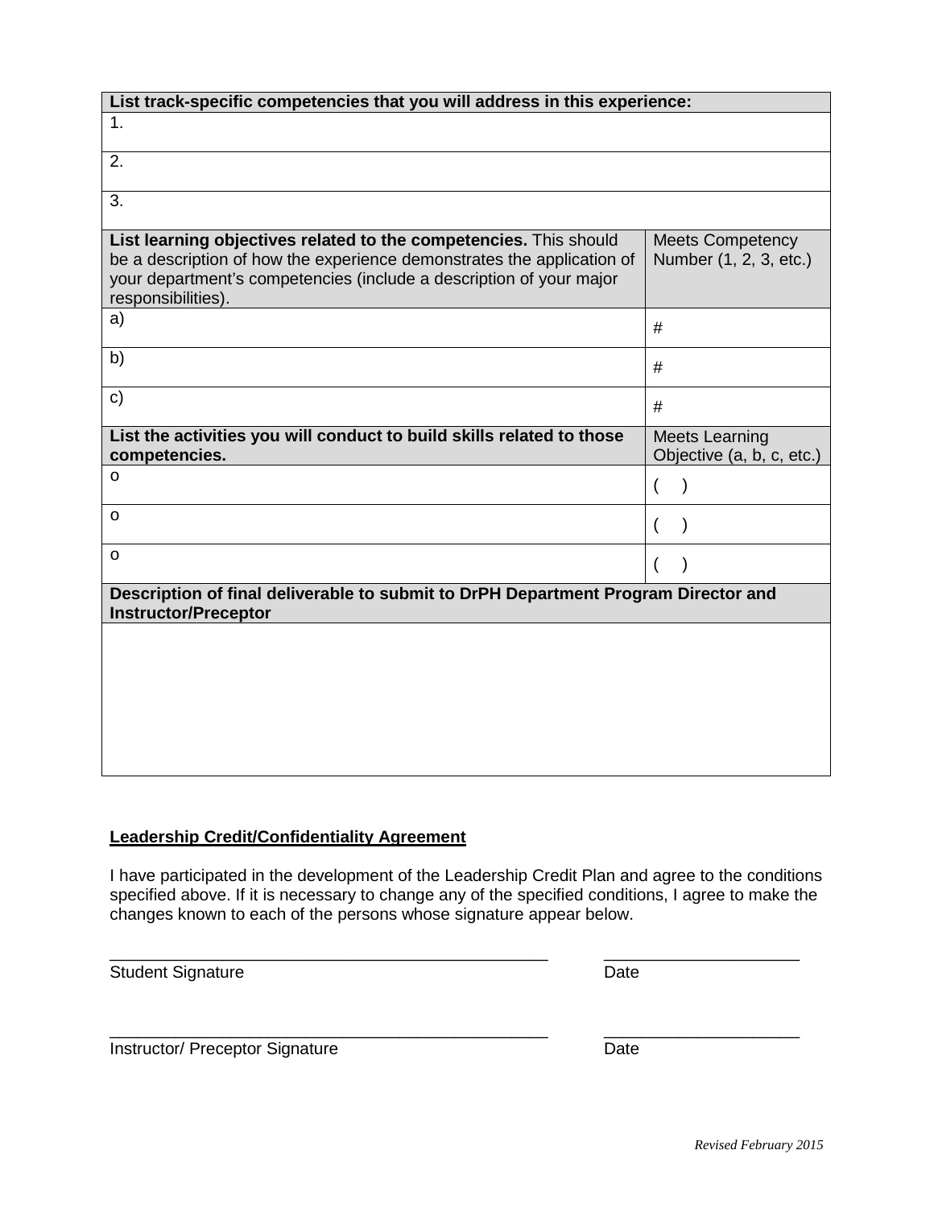| List track-specific competencies that you will address in this experience: | |
|---|---|
| 1. | |
| 2. | |
| 3. | |
| **List learning objectives related to the competencies.** This should be a description of how the experience demonstrates the application of your department's competencies (include a description of your major responsibilities). | Meets Competency Number (1, 2, 3, etc.) |
| a) | # |
| b) | # |
| c) | # |
| **List the activities you will conduct to build skills related to those competencies.** | Meets Learning Objective (a, b, c, etc.) |
| o | (    ) |
| o | (    ) |
| o | (    ) |
| **Description of final deliverable to submit to DrPH Department Program Director and Instructor/Preceptor** | |
| | |

**Leadership Credit/Confidentiality Agreement**

I have participated in the development of the Leadership Credit Plan and agree to the conditions specified above. If it is necessary to change any of the specified conditions, I agree to make the changes known to each of the persons whose signature appear below.

_________________________________________________ &nbsp;&nbsp;&nbsp;&nbsp; _____________________

Student Signature &nbsp;&nbsp;&nbsp;&nbsp; Date

_________________________________________________ &nbsp;&nbsp;&nbsp;&nbsp; _____________________

Instructor/ Preceptor Signature &nbsp;&nbsp;&nbsp;&nbsp; Date

*Revised February 2015*